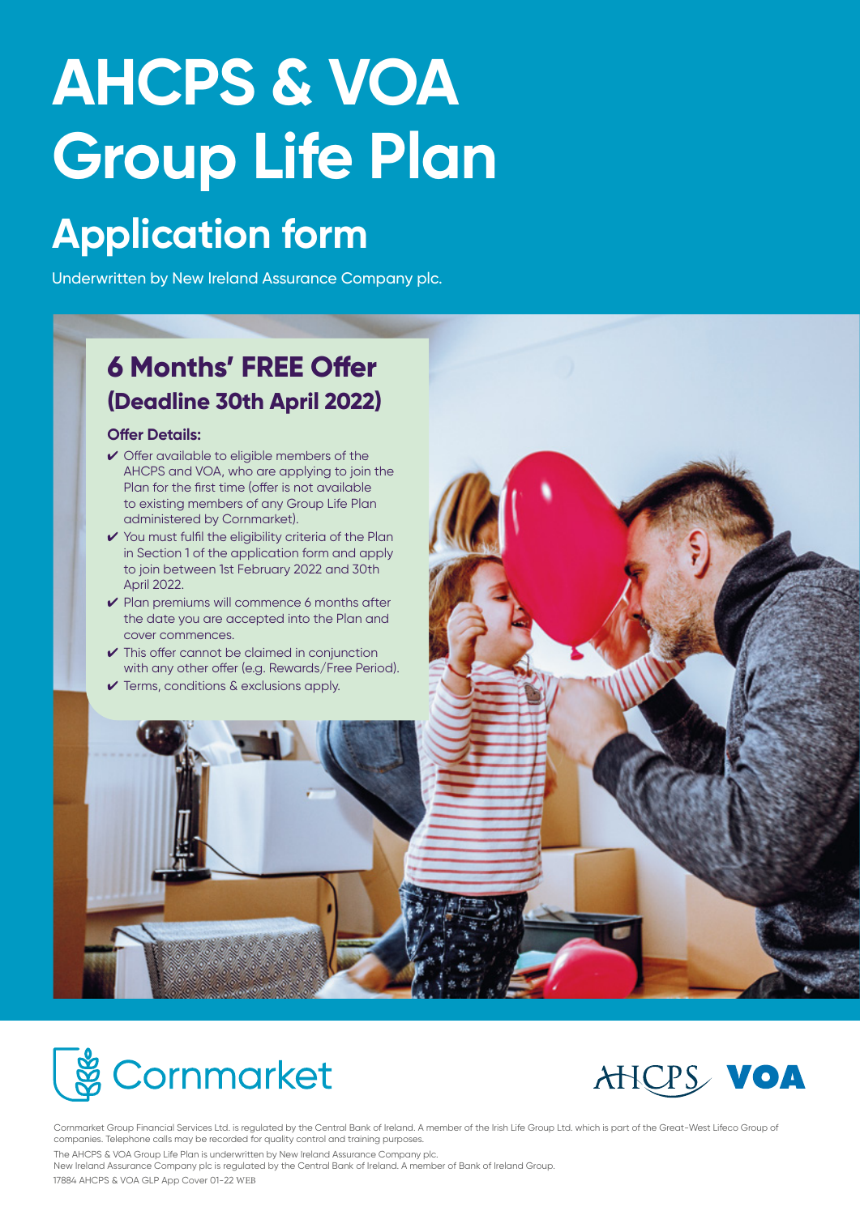# AHCPS & VOA Group Life Plan

## Application form

Underwritten by New Ireland Assurance Company plc.

### 6 Months' FREE Offer (Deadline 30th April 2022)

**Offer Details:**

- ✔ Offer available to eligible members of the AHCPS and VOA, who are applying to join the Plan for the first time (offer is not available to existing members of any Group Life Plan administered by Cornmarket).
- ✔ You must fulfil the eligibility criteria of the Plan in Section 1 of the application form and apply to join between 1st February 2022 and 30th April 2022.
- ✔ Plan premiums will commence 6 months after the date you are accepted into the Plan and cover commences.
- ✔ This offer cannot be claimed in conjunction with any other offer (e.g. Rewards/Free Period).
- ✔ Terms, conditions & exclusions apply.

Cornmarket

AHCPS VOA

Cornmarket Group Financial Services Ltd. is regulated by the Central Bank of Ireland. A member of the Irish Life Group Ltd. which is part of the Great-West Lifeco Group of companies. Telephone calls may be recorded for quality control and training purposes.

The AHCPS & VOA Group Life Plan is underwritten by New Ireland Assurance Company plc.
New Ireland Assurance Company plc is regulated by the Central Bank of Ireland. A member of Bank of Ireland Group.

17884 AHCPS & VOA GLP App Cover 01-22 WEB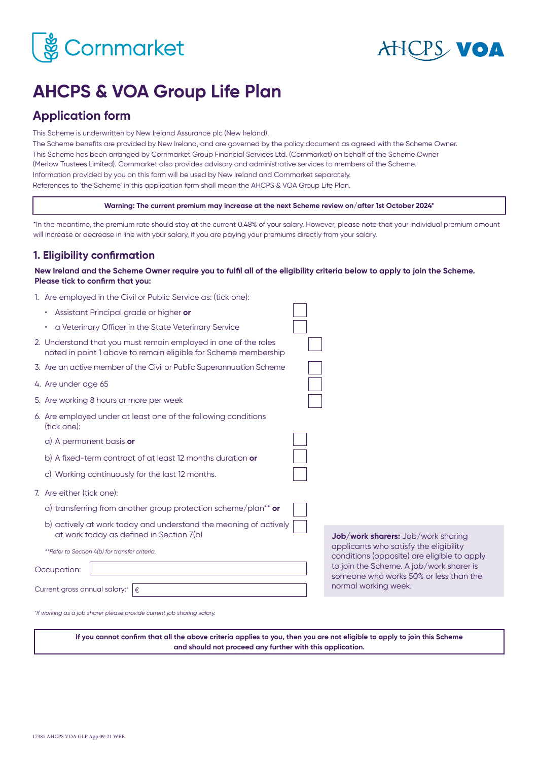# AHCPS & VOA Group Life Plan

## Application form

This Scheme is underwritten by New Ireland Assurance plc (New Ireland).
The Scheme benefits are provided by New Ireland, and are governed by the policy document as agreed with the Scheme Owner.
This Scheme has been arranged by Cornmarket Group Financial Services Ltd. (Cornmarket) on behalf of the Scheme Owner (Merlow Trustees Limited). Cornmarket also provides advisory and administrative services to members of the Scheme.
Information provided by you on this form will be used by New Ireland and Cornmarket separately.
References to 'the Scheme' in this application form shall mean the AHCPS & VOA Group Life Plan.

**Warning: The current premium may increase at the next Scheme review on/after 1st October 2024***

*In the meantime, the premium rate should stay at the current 0.48% of your salary. However, please note that your individual premium amount will increase or decrease in line with your salary, if you are paying your premiums directly from your salary.

## 1. Eligibility confirmation

**New Ireland and the Scheme Owner require you to fulfil all of the eligibility criteria below to apply to join the Scheme. Please tick to confirm that you:**

1. Are employed in the Civil or Public Service as: (tick one):
   - Assistant Principal grade or higher **or** ☐
   - a Veterinary Officer in the State Veterinary Service ☐
2. Understand that you must remain employed in one of the roles noted in point 1 above to remain eligible for Scheme membership ☐
3. Are an active member of the Civil or Public Superannuation Scheme ☐
4. Are under age 65 ☐
5. Are working 8 hours or more per week ☐
6. Are employed under at least one of the following conditions (tick one):
   - a) A permanent basis **or** ☐
   - b) A fixed-term contract of at least 12 months duration **or** ☐
   - c) Working continuously for the last 12 months. ☐
7. Are either (tick one):
   - a) transferring from another group protection scheme/plan** **or** ☐
   - b) actively at work today and understand the meaning of actively at work today as defined in Section 7(b) ☐

*\*\*Refer to Section 4(b) for transfer criteria.*

Occupation: ______________________

Current gross annual salary:⁺ € ______________________

*⁺If working as a job sharer please provide current job sharing salary.*

**Job/work sharers:** Job/work sharing applicants who satisfy the eligibility conditions (opposite) are eligible to apply to join the Scheme. A job/work sharer is someone who works 50% or less than the normal working week.

**If you cannot confirm that all the above criteria applies to you, then you are not eligible to apply to join this Scheme and should not proceed any further with this application.**

17381 AHCPS VOA GLP App 09-21 WEB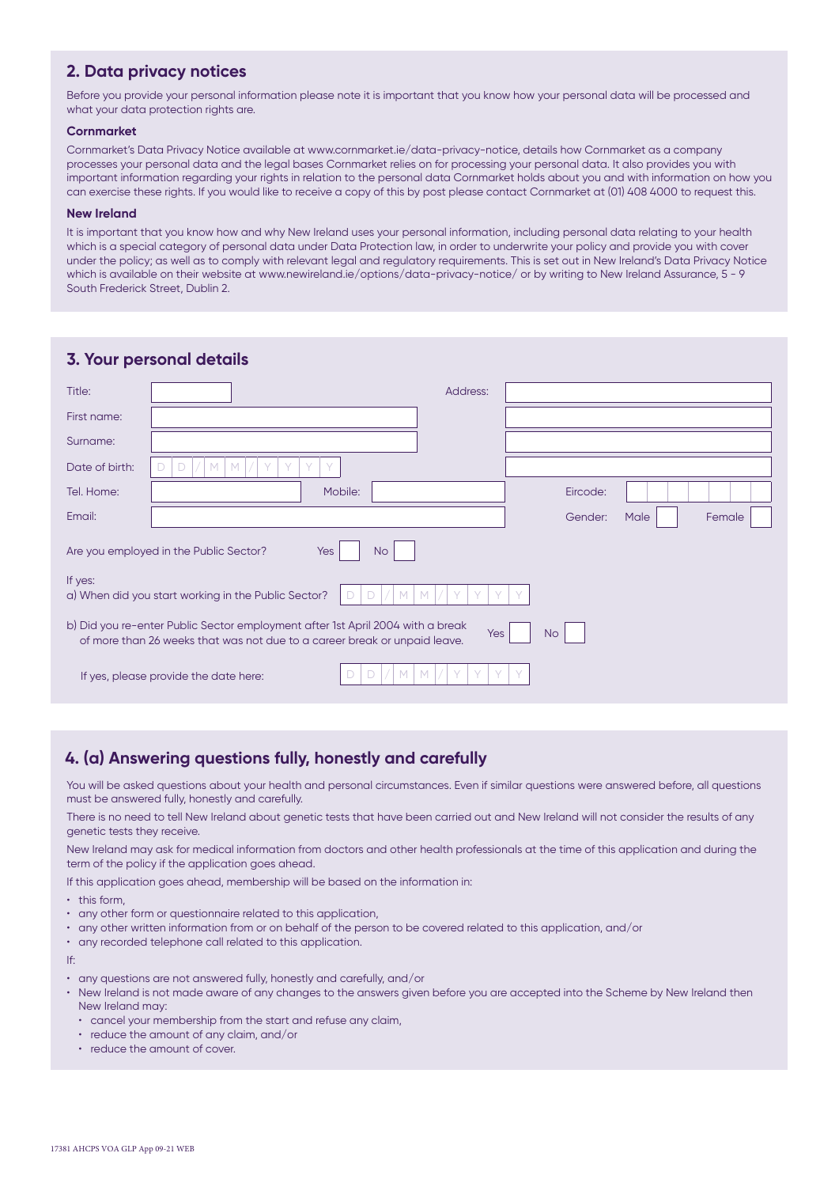## 2. Data privacy notices

Before you provide your personal information please note it is important that you know how your personal data will be processed and what your data protection rights are.

**Cornmarket**

Cornmarket's Data Privacy Notice available at www.cornmarket.ie/data-privacy-notice, details how Cornmarket as a company processes your personal data and the legal bases Cornmarket relies on for processing your personal data. It also provides you with important information regarding your rights in relation to the personal data Cornmarket holds about you and with information on how you can exercise these rights. If you would like to receive a copy of this by post please contact Cornmarket at (01) 408 4000 to request this.

**New Ireland**

It is important that you know how and why New Ireland uses your personal information, including personal data relating to your health which is a special category of personal data under Data Protection law, in order to underwrite your policy and provide you with cover under the policy; as well as to comply with relevant legal and regulatory requirements. This is set out in New Ireland's Data Privacy Notice which is available on their website at www.newireland.ie/options/data-privacy-notice/ or by writing to New Ireland Assurance, 5 - 9 South Frederick Street, Dublin 2.

## 3. Your personal details

Title: ______ Address: ______

First name: ______

Surname: ______

Date of birth: D D / M M / Y Y Y Y

Tel. Home: ______ Mobile: ______ Eircode: ______

Email: ______ Gender: Male ☐ Female ☐

Are you employed in the Public Sector? Yes ☐ No ☐

If yes:

a) When did you start working in the Public Sector? D D / M M / Y Y Y Y

b) Did you re-enter Public Sector employment after 1st April 2004 with a break of more than 26 weeks that was not due to a career break or unpaid leave. Yes ☐ No ☐

If yes, please provide the date here: D D / M M / Y Y Y Y

## 4. (a) Answering questions fully, honestly and carefully

You will be asked questions about your health and personal circumstances. Even if similar questions were answered before, all questions must be answered fully, honestly and carefully.

There is no need to tell New Ireland about genetic tests that have been carried out and New Ireland will not consider the results of any genetic tests they receive.

New Ireland may ask for medical information from doctors and other health professionals at the time of this application and during the term of the policy if the application goes ahead.

If this application goes ahead, membership will be based on the information in:

- this form,
- any other form or questionnaire related to this application,
- any other written information from or on behalf of the person to be covered related to this application, and/or
- any recorded telephone call related to this application.

If:

- any questions are not answered fully, honestly and carefully, and/or
- New Ireland is not made aware of any changes to the answers given before you are accepted into the Scheme by New Ireland then New Ireland may:
  - cancel your membership from the start and refuse any claim,
  - reduce the amount of any claim, and/or
  - reduce the amount of cover.

17381 AHCPS VOA GLP App 09-21 WEB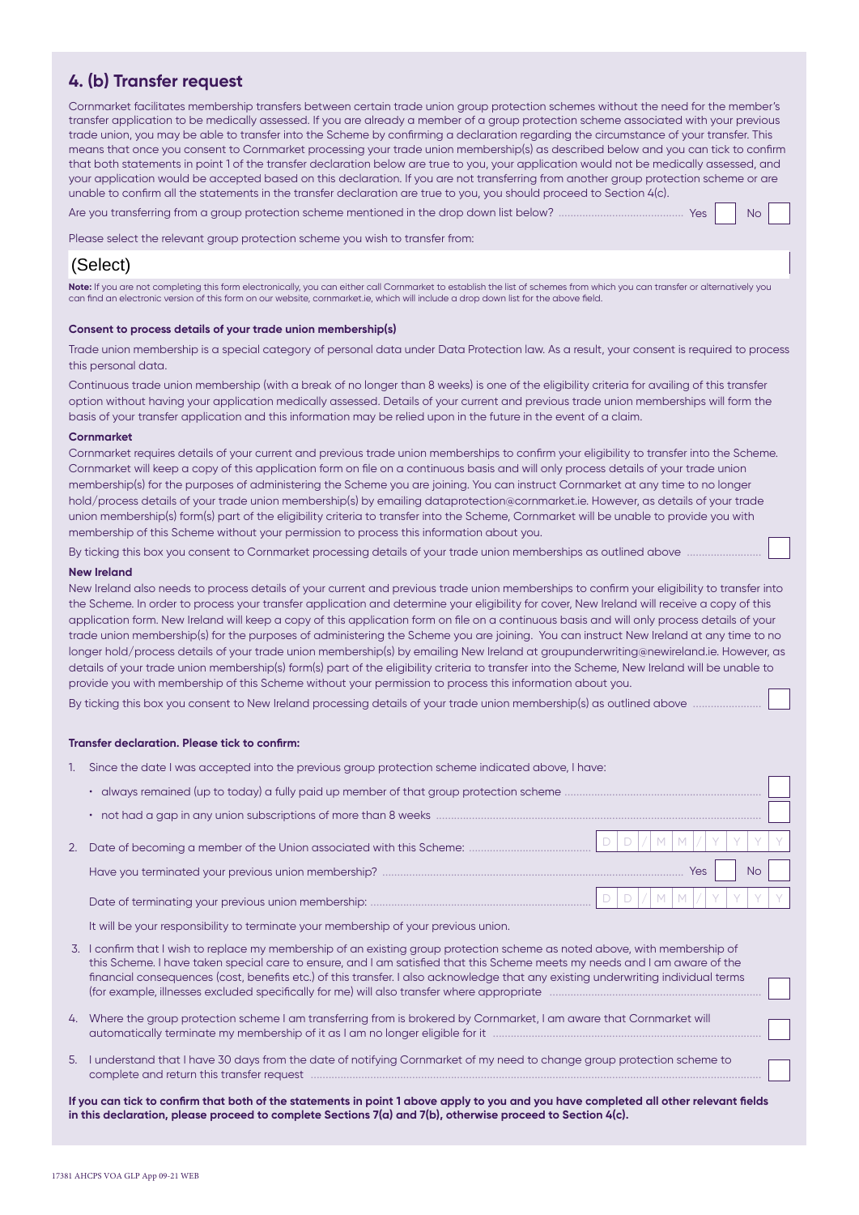## 4. (b) Transfer request

Cornmarket facilitates membership transfers between certain trade union group protection schemes without the need for the member's transfer application to be medically assessed. If you are already a member of a group protection scheme associated with your previous trade union, you may be able to transfer into the Scheme by confirming a declaration regarding the circumstance of your transfer. This means that once you consent to Cornmarket processing your trade union membership(s) as described below and you can tick to confirm that both statements in point 1 of the transfer declaration below are true to you, your application would not be medically assessed, and your application would be accepted based on this declaration. If you are not transferring from another group protection scheme or are unable to confirm all the statements in the transfer declaration are true to you, you should proceed to Section 4(c).

Are you transferring from a group protection scheme mentioned in the drop down list below? .......................................... Yes ☐ No ☐

Please select the relevant group protection scheme you wish to transfer from:

(Select)

**Note:** If you are not completing this form electronically, you can either call Cornmarket to establish the list of schemes from which you can transfer or alternatively you can find an electronic version of this form on our website, cornmarket.ie, which will include a drop down list for the above field.

**Consent to process details of your trade union membership(s)**

Trade union membership is a special category of personal data under Data Protection law. As a result, your consent is required to process this personal data.

Continuous trade union membership (with a break of no longer than 8 weeks) is one of the eligibility criteria for availing of this transfer option without having your application medically assessed. Details of your current and previous trade union memberships will form the basis of your transfer application and this information may be relied upon in the future in the event of a claim.

**Cornmarket**

Cornmarket requires details of your current and previous trade union memberships to confirm your eligibility to transfer into the Scheme. Cornmarket will keep a copy of this application form on file on a continuous basis and will only process details of your trade union membership(s) for the purposes of administering the Scheme you are joining. You can instruct Cornmarket at any time to no longer hold/process details of your trade union membership(s) by emailing dataprotection@cornmarket.ie. However, as details of your trade union membership(s) form(s) part of the eligibility criteria to transfer into the Scheme, Cornmarket will be unable to provide you with membership of this Scheme without your permission to process this information about you.

By ticking this box you consent to Cornmarket processing details of your trade union memberships as outlined above ......................... ☐

**New Ireland**

New Ireland also needs to process details of your current and previous trade union memberships to confirm your eligibility to transfer into the Scheme. In order to process your transfer application and determine your eligibility for cover, New Ireland will receive a copy of this application form. New Ireland will keep a copy of this application form on file on a continuous basis and will only process details of your trade union membership(s) for the purposes of administering the Scheme you are joining. You can instruct New Ireland at any time to no longer hold/process details of your trade union membership(s) by emailing New Ireland at groupunderwriting@newireland.ie. However, as details of your trade union membership(s) form(s) part of the eligibility criteria to transfer into the Scheme, New Ireland will be unable to provide you with membership of this Scheme without your permission to process this information about you.

By ticking this box you consent to New Ireland processing details of your trade union membership(s) as outlined above ....................... ☐

**Transfer declaration. Please tick to confirm:**

1. Since the date I was accepted into the previous group protection scheme indicated above, I have:
   - always remained (up to today) a fully paid up member of that group protection scheme ................................................ ☐
   - not had a gap in any union subscriptions of more than 8 weeks ............................................................ ☐
2. Date of becoming a member of the Union associated with this Scheme: ........................................ DD/MM/YYYY

   Have you terminated your previous union membership? ........................................................ Yes ☐ No ☐

   Date of terminating your previous union membership: ........................................................ DD/MM/YYYY

   It will be your responsibility to terminate your membership of your previous union.
3. I confirm that I wish to replace my membership of an existing group protection scheme as noted above, with membership of this Scheme. I have taken special care to ensure, and I am satisfied that this Scheme meets my needs and I am aware of the financial consequences (cost, benefits etc.) of this transfer. I also acknowledge that any existing underwriting individual terms (for example, illnesses excluded specifically for me) will also transfer where appropriate ........................................ ☐
4. Where the group protection scheme I am transferring from is brokered by Cornmarket, I am aware that Cornmarket will automatically terminate my membership of it as I am no longer eligible for it ........................................ ☐
5. I understand that I have 30 days from the date of notifying Cornmarket of my need to change group protection scheme to complete and return this transfer request ........................................ ☐

**If you can tick to confirm that both of the statements in point 1 above apply to you and you have completed all other relevant fields in this declaration, please proceed to complete Sections 7(a) and 7(b), otherwise proceed to Section 4(c).**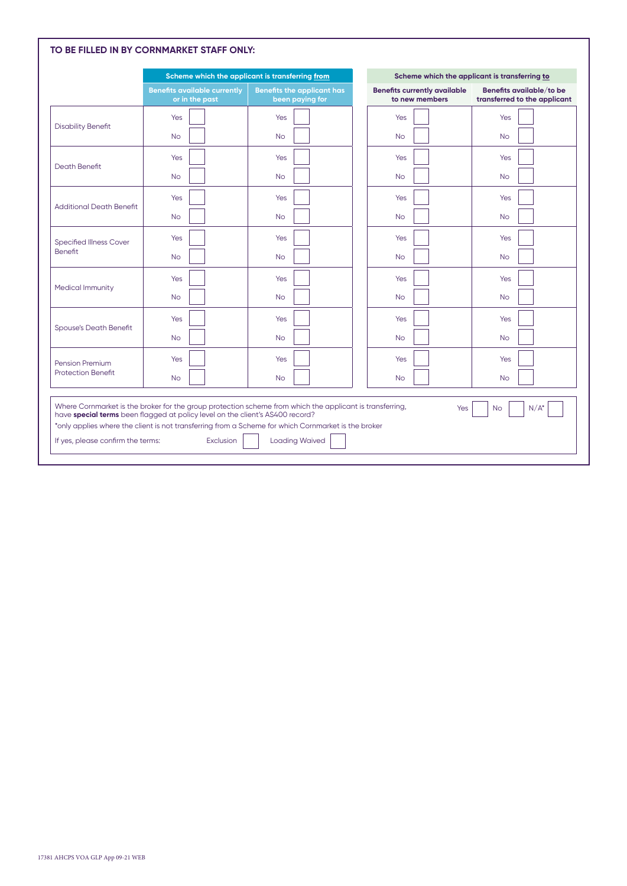## TO BE FILLED IN BY CORNMARKET STAFF ONLY:

| | Scheme which the applicant is transferring **from** | | Scheme which the applicant is transferring **to** | |
|---|---|---|---|---|
| | **Benefits available currently or in the past** | **Benefits the applicant has been paying for** | **Benefits currently available to new members** | **Benefits available/to be transferred to the applicant** |
| Disability Benefit | Yes ☐ No ☐ | Yes ☐ No ☐ | Yes ☐ No ☐ | Yes ☐ No ☐ |
| Death Benefit | Yes ☐ No ☐ | Yes ☐ No ☐ | Yes ☐ No ☐ | Yes ☐ No ☐ |
| Additional Death Benefit | Yes ☐ No ☐ | Yes ☐ No ☐ | Yes ☐ No ☐ | Yes ☐ No ☐ |
| Specified Illness Cover Benefit | Yes ☐ No ☐ | Yes ☐ No ☐ | Yes ☐ No ☐ | Yes ☐ No ☐ |
| Medical Immunity | Yes ☐ No ☐ | Yes ☐ No ☐ | Yes ☐ No ☐ | Yes ☐ No ☐ |
| Spouse's Death Benefit | Yes ☐ No ☐ | Yes ☐ No ☐ | Yes ☐ No ☐ | Yes ☐ No ☐ |
| Pension Premium Protection Benefit | Yes ☐ No ☐ | Yes ☐ No ☐ | Yes ☐ No ☐ | Yes ☐ No ☐ |

Where Cornmarket is the broker for the group protection scheme from which the applicant is transferring, have **special terms** been flagged at policy level on the client's AS400 record? Yes ☐ No ☐ N/A* ☐

*only applies where the client is not transferring from a Scheme for which Cornmarket is the broker

If yes, please confirm the terms: Exclusion ☐ Loading Waived ☐

17381 AHCPS VOA GLP App 09-21 WEB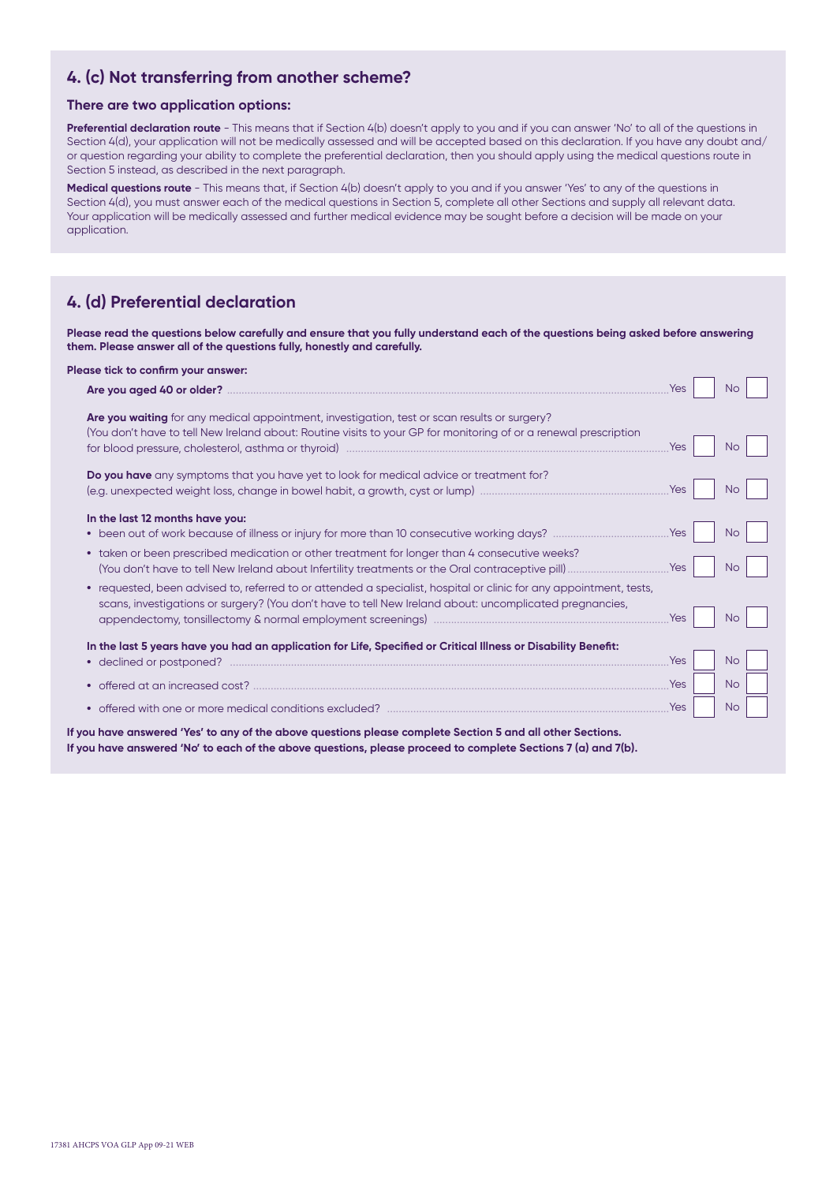## 4. (c) Not transferring from another scheme?

### There are two application options:

**Preferential declaration route** - This means that if Section 4(b) doesn't apply to you and if you can answer 'No' to all of the questions in Section 4(d), your application will not be medically assessed and will be accepted based on this declaration. If you have any doubt and/or question regarding your ability to complete the preferential declaration, then you should apply using the medical questions route in Section 5 instead, as described in the next paragraph.

**Medical questions route** - This means that, if Section 4(b) doesn't apply to you and if you answer 'Yes' to any of the questions in Section 4(d), you must answer each of the medical questions in Section 5, complete all other Sections and supply all relevant data. Your application will be medically assessed and further medical evidence may be sought before a decision will be made on your application.

## 4. (d) Preferential declaration

**Please read the questions below carefully and ensure that you fully understand each of the questions being asked before answering them. Please answer all of the questions fully, honestly and carefully.**

**Please tick to confirm your answer:**

**Are you aged 40 or older?** .......... Yes ☐ No ☐

**Are you waiting** for any medical appointment, investigation, test or scan results or surgery?
(You don't have to tell New Ireland about: Routine visits to your GP for monitoring of or a renewal prescription for blood pressure, cholesterol, asthma or thyroid) .......... Yes ☐ No ☐

**Do you have** any symptoms that you have yet to look for medical advice or treatment for?
(e.g. unexpected weight loss, change in bowel habit, a growth, cyst or lump) .......... Yes ☐ No ☐

**In the last 12 months have you:**

- been out of work because of illness or injury for more than 10 consecutive working days? .......... Yes ☐ No ☐
- taken or been prescribed medication or other treatment for longer than 4 consecutive weeks?
  (You don't have to tell New Ireland about Infertility treatments or the Oral contraceptive pill) .......... Yes ☐ No ☐
- requested, been advised to, referred to or attended a specialist, hospital or clinic for any appointment, tests, scans, investigations or surgery? (You don't have to tell New Ireland about: uncomplicated pregnancies, appendectomy, tonsillectomy & normal employment screenings) .......... Yes ☐ No ☐

**In the last 5 years have you had an application for Life, Specified or Critical Illness or Disability Benefit:**

- declined or postponed? .......... Yes ☐ No ☐
- offered at an increased cost? .......... Yes ☐ No ☐
- offered with one or more medical conditions excluded? .......... Yes ☐ No ☐

**If you have answered 'Yes' to any of the above questions please complete Section 5 and all other Sections.**
**If you have answered 'No' to each of the above questions, please proceed to complete Sections 7 (a) and 7(b).**

17381 AHCPS VOA GLP App 09-21 WEB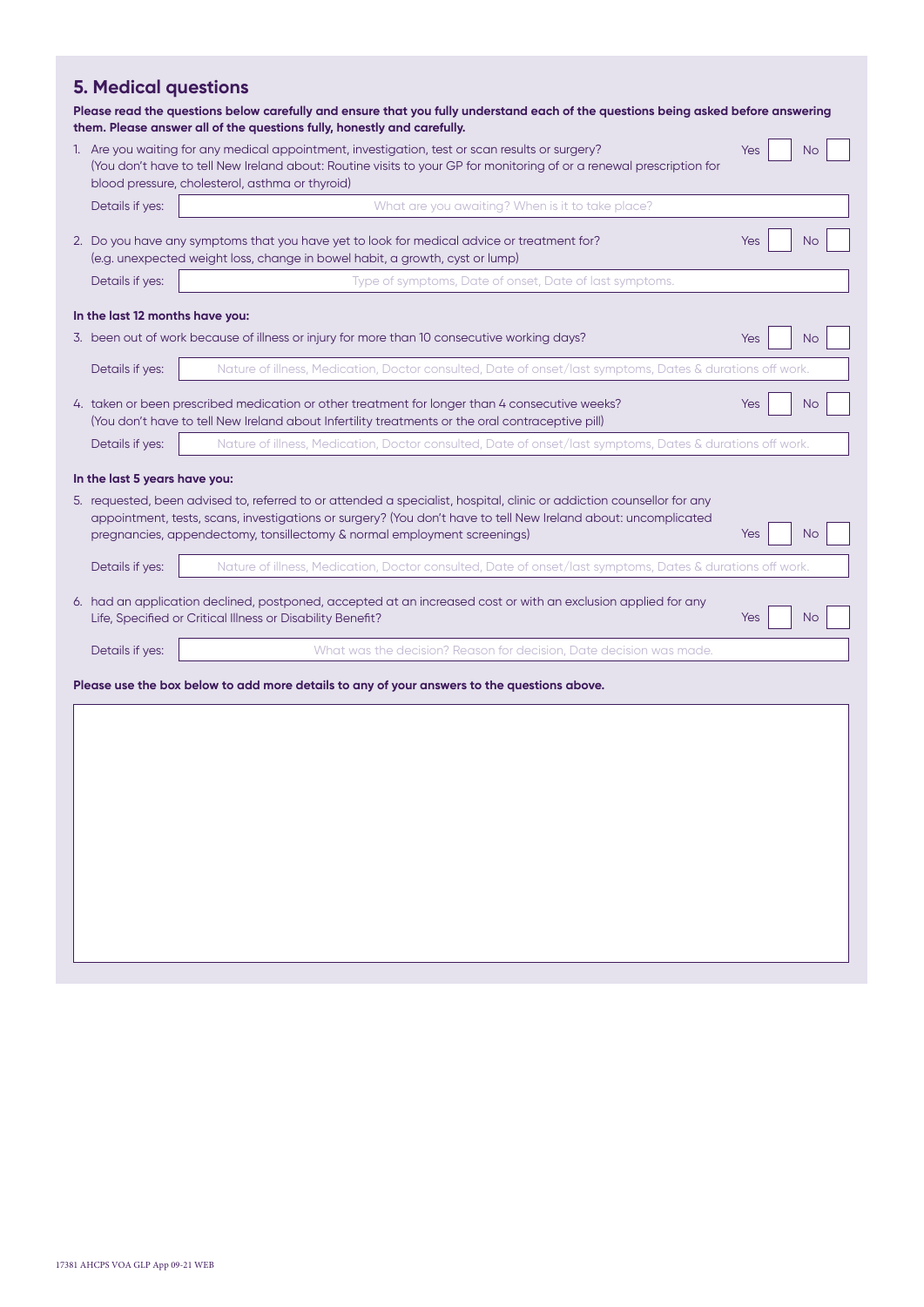## 5. Medical questions

**Please read the questions below carefully and ensure that you fully understand each of the questions being asked before answering them. Please answer all of the questions fully, honestly and carefully.**

1. Are you waiting for any medical appointment, investigation, test or scan results or surgery? (You don't have to tell New Ireland about: Routine visits to your GP for monitoring of or a renewal prescription for blood pressure, cholesterol, asthma or thyroid) Yes ☐ No ☐

   Details if yes: What are you awaiting? When is it to take place?

2. Do you have any symptoms that you have yet to look for medical advice or treatment for? (e.g. unexpected weight loss, change in bowel habit, a growth, cyst or lump) Yes ☐ No ☐

   Details if yes: Type of symptoms, Date of onset, Date of last symptoms.

**In the last 12 months have you:**

3. been out of work because of illness or injury for more than 10 consecutive working days? Yes ☐ No ☐

   Details if yes: Nature of illness, Medication, Doctor consulted, Date of onset/last symptoms, Dates & durations off work.

4. taken or been prescribed medication or other treatment for longer than 4 consecutive weeks? (You don't have to tell New Ireland about Infertility treatments or the oral contraceptive pill) Yes ☐ No ☐

   Details if yes: Nature of illness, Medication, Doctor consulted, Date of onset/last symptoms, Dates & durations off work.

**In the last 5 years have you:**

5. requested, been advised to, referred to or attended a specialist, hospital, clinic or addiction counsellor for any appointment, tests, scans, investigations or surgery? (You don't have to tell New Ireland about: uncomplicated pregnancies, appendectomy, tonsillectomy & normal employment screenings) Yes ☐ No ☐

   Details if yes: Nature of illness, Medication, Doctor consulted, Date of onset/last symptoms, Dates & durations off work.

6. had an application declined, postponed, accepted at an increased cost or with an exclusion applied for any Life, Specified or Critical Illness or Disability Benefit? Yes ☐ No ☐

   Details if yes: What was the decision? Reason for decision, Date decision was made.

**Please use the box below to add more details to any of your answers to the questions above.**

17381 AHCPS VOA GLP App 09-21 WEB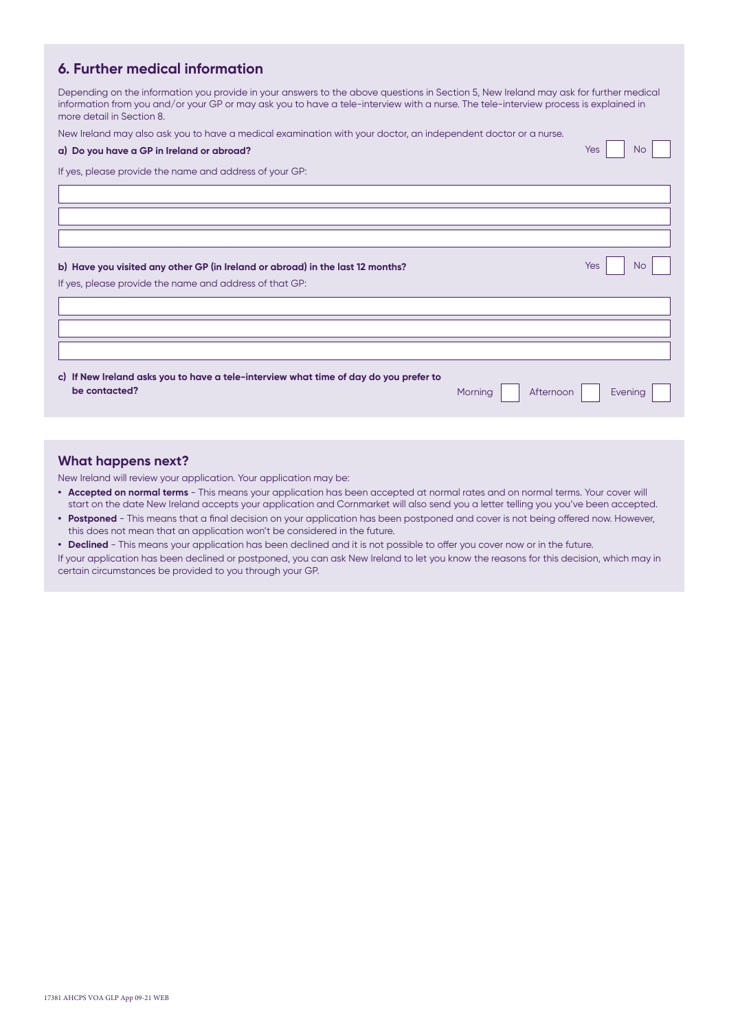## 6. Further medical information

Depending on the information you provide in your answers to the above questions in Section 5, New Ireland may ask for further medical information from you and/or your GP or may ask you to have a tele-interview with a nurse. The tele-interview process is explained in more detail in Section 8.

New Ireland may also ask you to have a medical examination with your doctor, an independent doctor or a nurse.

**a) Do you have a GP in Ireland or abroad?** Yes ☐ No ☐

If yes, please provide the name and address of your GP:

\_\_\_\_\_\_\_\_\_\_\_\_\_\_\_\_\_\_\_\_\_\_\_\_\_\_\_\_\_\_\_\_\_\_\_\_\_\_\_\_

\_\_\_\_\_\_\_\_\_\_\_\_\_\_\_\_\_\_\_\_\_\_\_\_\_\_\_\_\_\_\_\_\_\_\_\_\_\_\_\_

\_\_\_\_\_\_\_\_\_\_\_\_\_\_\_\_\_\_\_\_\_\_\_\_\_\_\_\_\_\_\_\_\_\_\_\_\_\_\_\_

**b) Have you visited any other GP (in Ireland or abroad) in the last 12 months?** Yes ☐ No ☐

If yes, please provide the name and address of that GP:

\_\_\_\_\_\_\_\_\_\_\_\_\_\_\_\_\_\_\_\_\_\_\_\_\_\_\_\_\_\_\_\_\_\_\_\_\_\_\_\_

\_\_\_\_\_\_\_\_\_\_\_\_\_\_\_\_\_\_\_\_\_\_\_\_\_\_\_\_\_\_\_\_\_\_\_\_\_\_\_\_

\_\_\_\_\_\_\_\_\_\_\_\_\_\_\_\_\_\_\_\_\_\_\_\_\_\_\_\_\_\_\_\_\_\_\_\_\_\_\_\_

**c) If New Ireland asks you to have a tele-interview what time of day do you prefer to be contacted?** Morning ☐ Afternoon ☐ Evening ☐

## What happens next?

New Ireland will review your application. Your application may be:

- **Accepted on normal terms** - This means your application has been accepted at normal rates and on normal terms. Your cover will start on the date New Ireland accepts your application and Cornmarket will also send you a letter telling you you've been accepted.
- **Postponed** - This means that a final decision on your application has been postponed and cover is not being offered now. However, this does not mean that an application won't be considered in the future.
- **Declined** - This means your application has been declined and it is not possible to offer you cover now or in the future.

If your application has been declined or postponed, you can ask New Ireland to let you know the reasons for this decision, which may in certain circumstances be provided to you through your GP.

17381 AHCPS VOA GLP App 09-21 WEB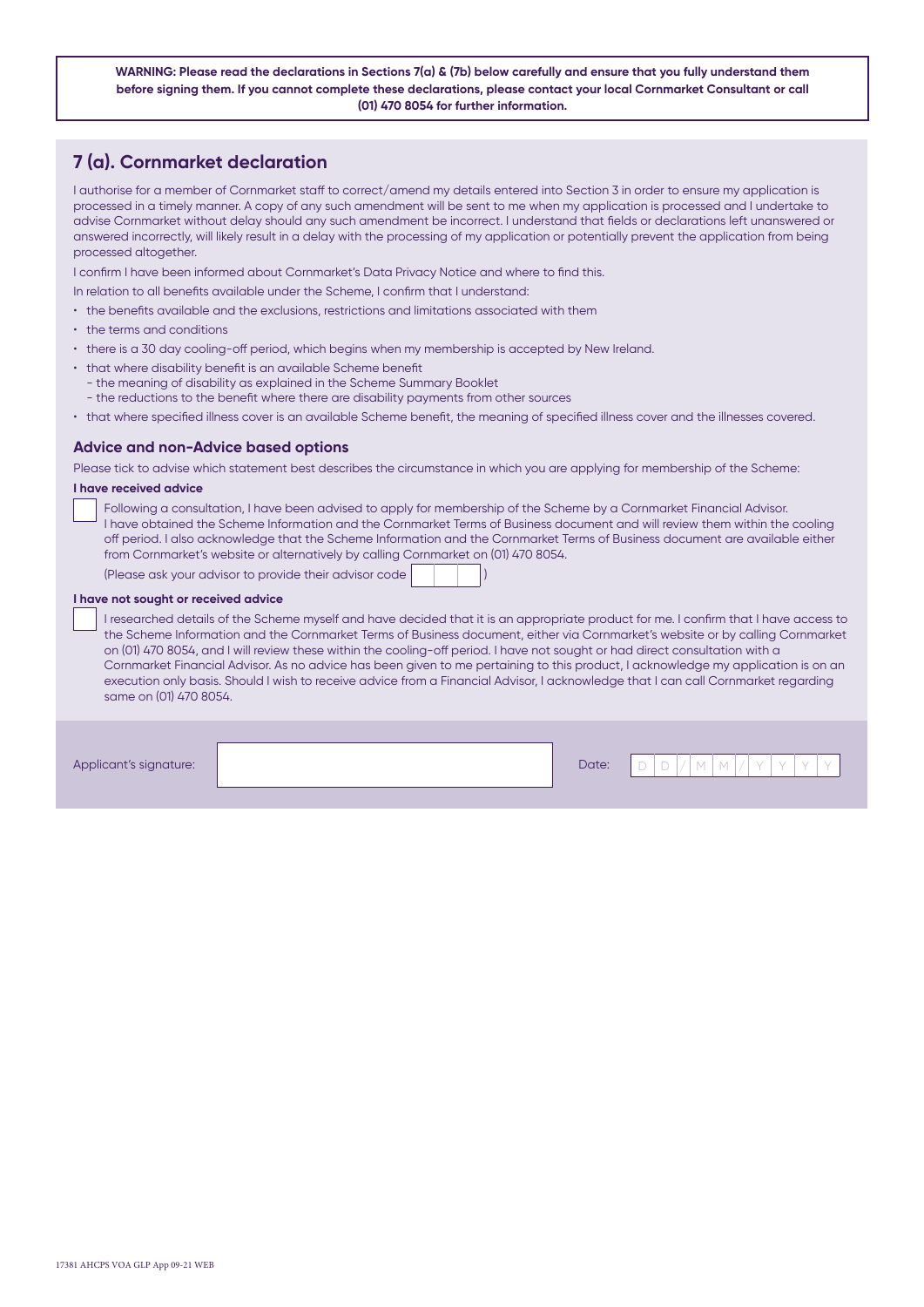**WARNING: Please read the declarations in Sections 7(a) & (7b) below carefully and ensure that you fully understand them before signing them. If you cannot complete these declarations, please contact your local Cornmarket Consultant or call (01) 470 8054 for further information.**

## 7 (a). Cornmarket declaration

I authorise for a member of Cornmarket staff to correct/amend my details entered into Section 3 in order to ensure my application is processed in a timely manner. A copy of any such amendment will be sent to me when my application is processed and I undertake to advise Cornmarket without delay should any such amendment be incorrect. I understand that fields or declarations left unanswered or answered incorrectly, will likely result in a delay with the processing of my application or potentially prevent the application from being processed altogether.

I confirm I have been informed about Cornmarket's Data Privacy Notice and where to find this.

In relation to all benefits available under the Scheme, I confirm that I understand:

- the benefits available and the exclusions, restrictions and limitations associated with them
- the terms and conditions
- there is a 30 day cooling-off period, which begins when my membership is accepted by New Ireland.
- that where disability benefit is an available Scheme benefit
  - the meaning of disability as explained in the Scheme Summary Booklet
  - the reductions to the benefit where there are disability payments from other sources
- that where specified illness cover is an available Scheme benefit, the meaning of specified illness cover and the illnesses covered.

### Advice and non-Advice based options

Please tick to advise which statement best describes the circumstance in which you are applying for membership of the Scheme:

**I have received advice**

☐ Following a consultation, I have been advised to apply for membership of the Scheme by a Cornmarket Financial Advisor. I have obtained the Scheme Information and the Cornmarket Terms of Business document and will review them within the cooling off period. I also acknowledge that the Scheme Information and the Cornmarket Terms of Business document are available either from Cornmarket's website or alternatively by calling Cornmarket on (01) 470 8054.

(Please ask your advisor to provide their advisor code ☐☐☐ )

**I have not sought or received advice**

☐ I researched details of the Scheme myself and have decided that it is an appropriate product for me. I confirm that I have access to the Scheme Information and the Cornmarket Terms of Business document, either via Cornmarket's website or by calling Cornmarket on (01) 470 8054, and I will review these within the cooling-off period. I have not sought or had direct consultation with a Cornmarket Financial Advisor. As no advice has been given to me pertaining to this product, I acknowledge my application is on an execution only basis. Should I wish to receive advice from a Financial Advisor, I acknowledge that I can call Cornmarket regarding same on (01) 470 8054.

Applicant's signature: ______________________ Date: D D / M M / Y Y Y Y

17381 AHCPS VOA GLP App 09-21 WEB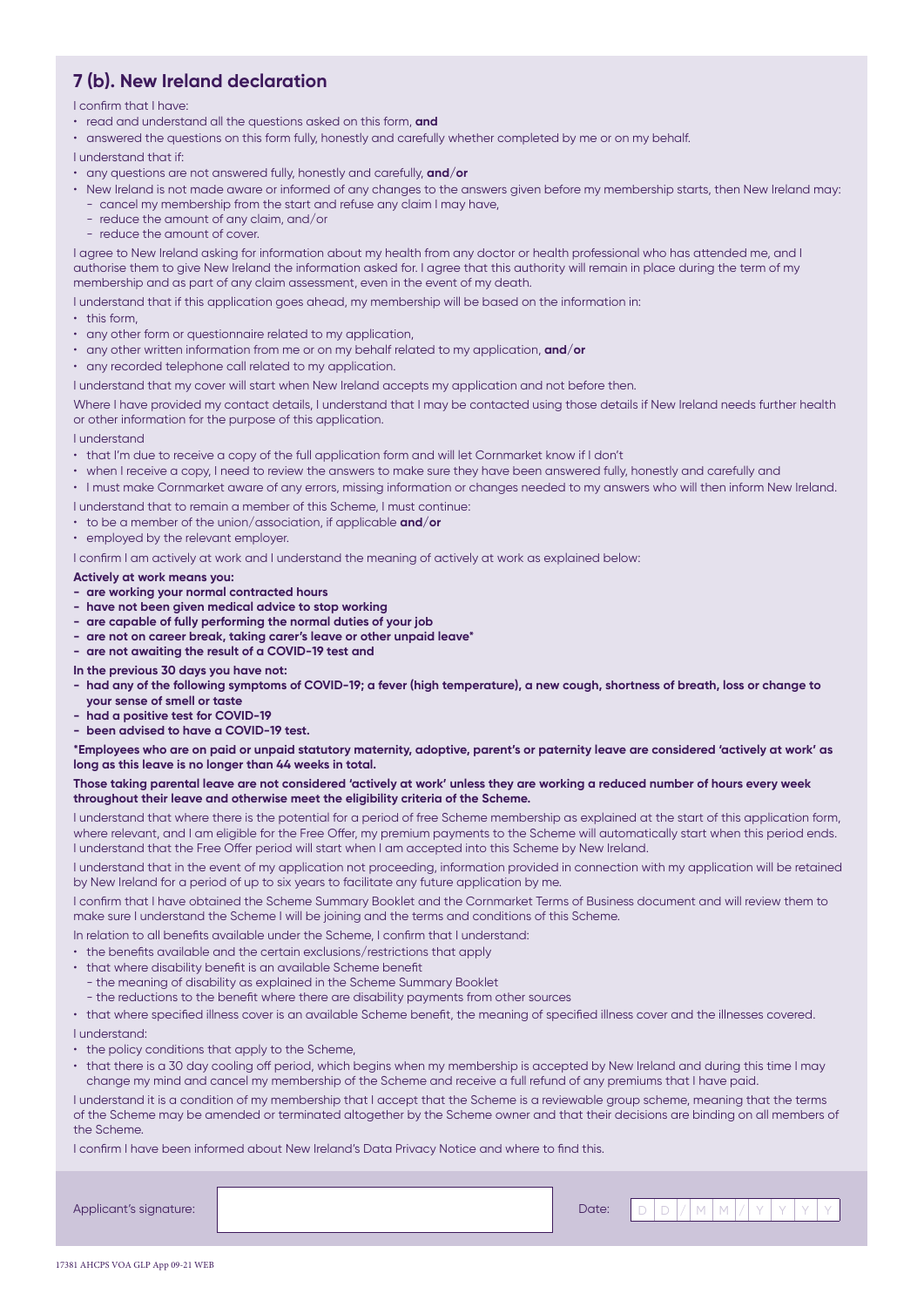## 7 (b). New Ireland declaration

I confirm that I have:

- read and understand all the questions asked on this form, **and**
- answered the questions on this form fully, honestly and carefully whether completed by me or on my behalf.

I understand that if:

- any questions are not answered fully, honestly and carefully, **and**/**or**
- New Ireland is not made aware or informed of any changes to the answers given before my membership starts, then New Ireland may:
  - cancel my membership from the start and refuse any claim I may have,
  - reduce the amount of any claim, and/or
  - reduce the amount of cover.

I agree to New Ireland asking for information about my health from any doctor or health professional who has attended me, and I authorise them to give New Ireland the information asked for. I agree that this authority will remain in place during the term of my membership and as part of any claim assessment, even in the event of my death.

I understand that if this application goes ahead, my membership will be based on the information in:

- this form,
- any other form or questionnaire related to my application,
- any other written information from me or on my behalf related to my application, **and**/**or**
- any recorded telephone call related to my application.

I understand that my cover will start when New Ireland accepts my application and not before then.

Where I have provided my contact details, I understand that I may be contacted using those details if New Ireland needs further health or other information for the purpose of this application.

I understand

- that I'm due to receive a copy of the full application form and will let Cornmarket know if I don't
- when I receive a copy, I need to review the answers to make sure they have been answered fully, honestly and carefully and
- I must make Cornmarket aware of any errors, missing information or changes needed to my answers who will then inform New Ireland.

I understand that to remain a member of this Scheme, I must continue:

- to be a member of the union/association, if applicable **and**/**or**
- employed by the relevant employer.

I confirm I am actively at work and I understand the meaning of actively at work as explained below:

**Actively at work means you:**

- **are working your normal contracted hours**
- **have not been given medical advice to stop working**
- **are capable of fully performing the normal duties of your job**
- **are not on career break, taking carer's leave or other unpaid leave***
- **are not awaiting the result of a COVID-19 test and**

**In the previous 30 days you have not:**

- **had any of the following symptoms of COVID-19; a fever (high temperature), a new cough, shortness of breath, loss or change to your sense of smell or taste**
- **had a positive test for COVID-19**
- **been advised to have a COVID-19 test.**

**\*Employees who are on paid or unpaid statutory maternity, adoptive, parent's or paternity leave are considered 'actively at work' as long as this leave is no longer than 44 weeks in total.**

**Those taking parental leave are not considered 'actively at work' unless they are working a reduced number of hours every week throughout their leave and otherwise meet the eligibility criteria of the Scheme.**

I understand that where there is the potential for a period of free Scheme membership as explained at the start of this application form, where relevant, and I am eligible for the Free Offer, my premium payments to the Scheme will automatically start when this period ends. I understand that the Free Offer period will start when I am accepted into this Scheme by New Ireland.

I understand that in the event of my application not proceeding, information provided in connection with my application will be retained by New Ireland for a period of up to six years to facilitate any future application by me.

I confirm that I have obtained the Scheme Summary Booklet and the Cornmarket Terms of Business document and will review them to make sure I understand the Scheme I will be joining and the terms and conditions of this Scheme.

In relation to all benefits available under the Scheme, I confirm that I understand:

- the benefits available and the certain exclusions/restrictions that apply
- that where disability benefit is an available Scheme benefit
  - the meaning of disability as explained in the Scheme Summary Booklet
  - the reductions to the benefit where there are disability payments from other sources
- that where specified illness cover is an available Scheme benefit, the meaning of specified illness cover and the illnesses covered.

I understand:

- the policy conditions that apply to the Scheme,
- that there is a 30 day cooling off period, which begins when my membership is accepted by New Ireland and during this time I may change my mind and cancel my membership of the Scheme and receive a full refund of any premiums that I have paid.

I understand it is a condition of my membership that I accept that the Scheme is a reviewable group scheme, meaning that the terms of the Scheme may be amended or terminated altogether by the Scheme owner and that their decisions are binding on all members of the Scheme.

I confirm I have been informed about New Ireland's Data Privacy Notice and where to find this.

Applicant's signature: ____________________ Date: D D / M M / Y Y Y Y

17381 AHCPS VOA GLP App 09-21 WEB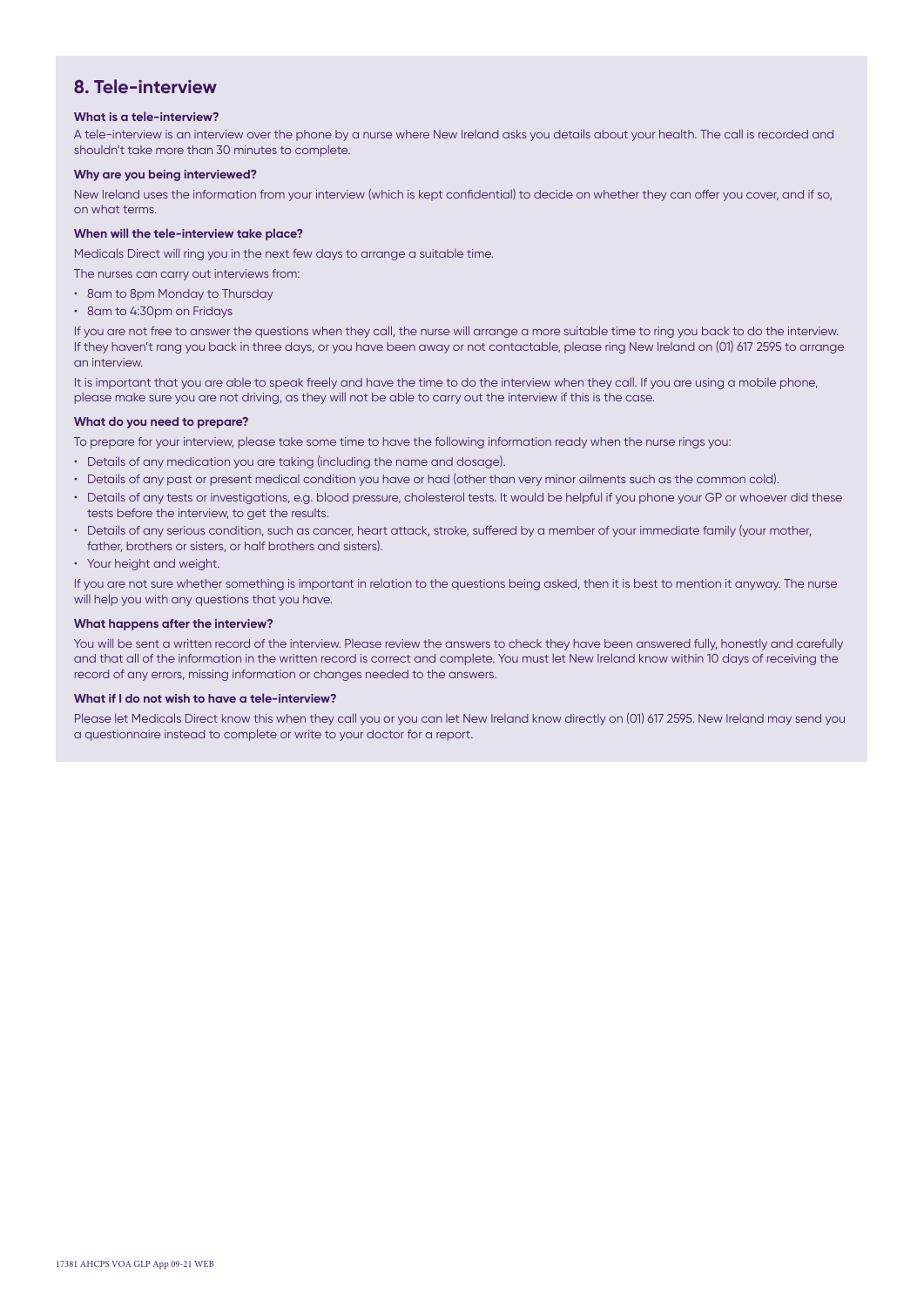## 8. Tele-interview

**What is a tele-interview?**

A tele-interview is an interview over the phone by a nurse where New Ireland asks you details about your health. The call is recorded and shouldn't take more than 30 minutes to complete.

**Why are you being interviewed?**

New Ireland uses the information from your interview (which is kept confidential) to decide on whether they can offer you cover, and if so, on what terms.

**When will the tele-interview take place?**

Medicals Direct will ring you in the next few days to arrange a suitable time.

The nurses can carry out interviews from:

- 8am to 8pm Monday to Thursday
- 8am to 4:30pm on Fridays

If you are not free to answer the questions when they call, the nurse will arrange a more suitable time to ring you back to do the interview. If they haven't rang you back in three days, or you have been away or not contactable, please ring New Ireland on (01) 617 2595 to arrange an interview.

It is important that you are able to speak freely and have the time to do the interview when they call. If you are using a mobile phone, please make sure you are not driving, as they will not be able to carry out the interview if this is the case.

**What do you need to prepare?**

To prepare for your interview, please take some time to have the following information ready when the nurse rings you:

- Details of any medication you are taking (including the name and dosage).
- Details of any past or present medical condition you have or had (other than very minor ailments such as the common cold).
- Details of any tests or investigations, e.g. blood pressure, cholesterol tests. It would be helpful if you phone your GP or whoever did these tests before the interview, to get the results.
- Details of any serious condition, such as cancer, heart attack, stroke, suffered by a member of your immediate family (your mother, father, brothers or sisters, or half brothers and sisters).
- Your height and weight.

If you are not sure whether something is important in relation to the questions being asked, then it is best to mention it anyway. The nurse will help you with any questions that you have.

**What happens after the interview?**

You will be sent a written record of the interview. Please review the answers to check they have been answered fully, honestly and carefully and that all of the information in the written record is correct and complete. You must let New Ireland know within 10 days of receiving the record of any errors, missing information or changes needed to the answers.

**What if I do not wish to have a tele-interview?**

Please let Medicals Direct know this when they call you or you can let New Ireland know directly on (01) 617 2595. New Ireland may send you a questionnaire instead to complete or write to your doctor for a report.

17381 AHCPS VOA GLP App 09-21 WEB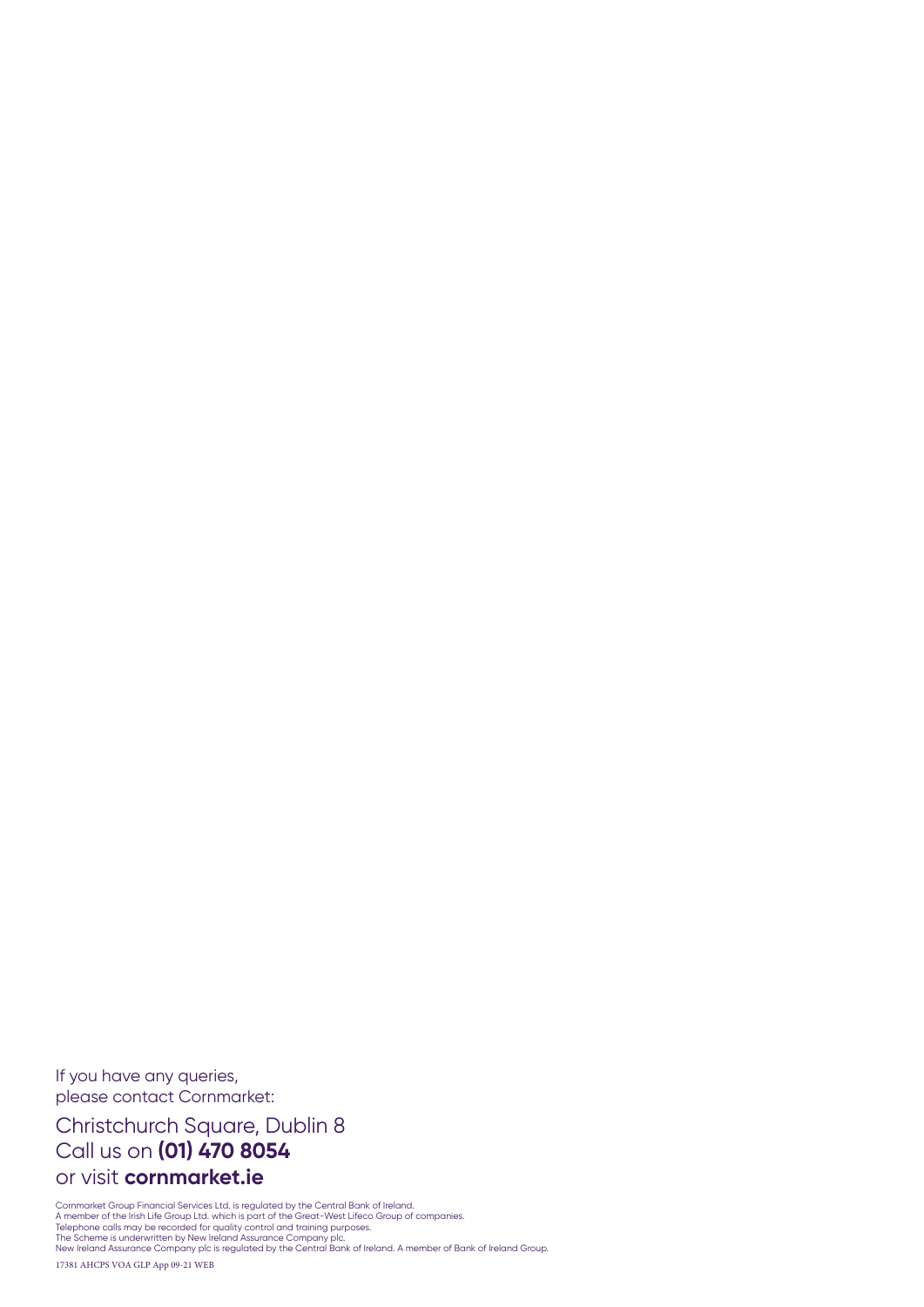If you have any queries,
please contact Cornmarket:

Christchurch Square, Dublin 8
Call us on **(01) 470 8054**
or visit **cornmarket.ie**

Cornmarket Group Financial Services Ltd. is regulated by the Central Bank of Ireland.
A member of the Irish Life Group Ltd. which is part of the Great-West Lifeco Group of companies.
Telephone calls may be recorded for quality control and training purposes.
The Scheme is underwritten by New Ireland Assurance Company plc.
New Ireland Assurance Company plc is regulated by the Central Bank of Ireland. A member of Bank of Ireland Group.

17381 AHCPS VOA GLP App 09-21 WEB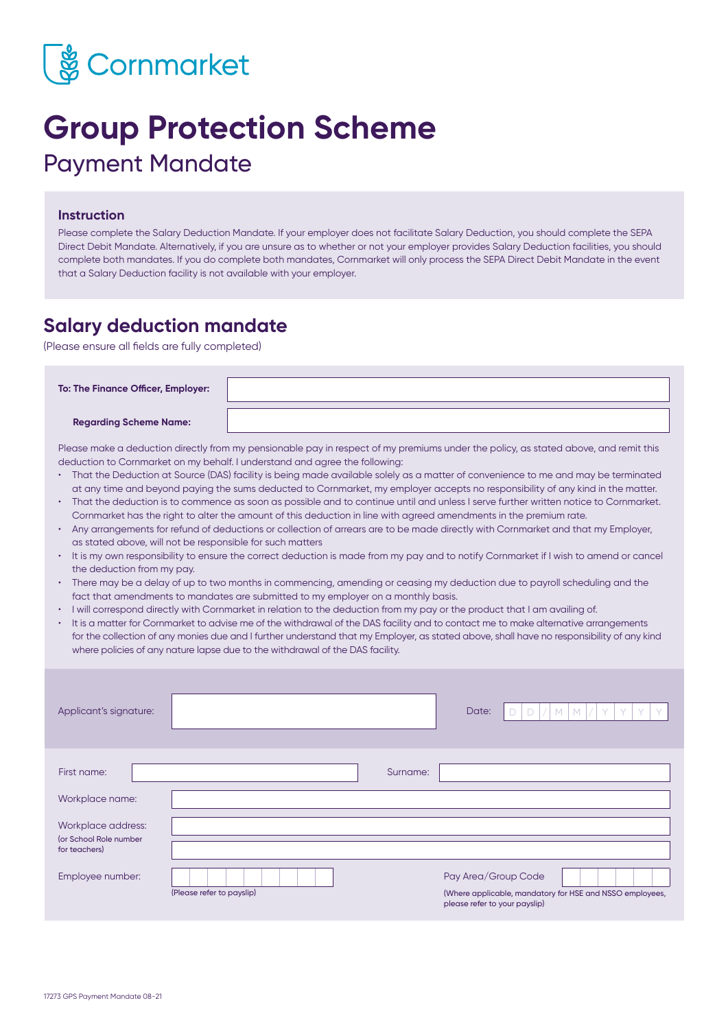Cornmarket

# Group Protection Scheme

## Payment Mandate

### Instruction

Please complete the Salary Deduction Mandate. If your employer does not facilitate Salary Deduction, you should complete the SEPA Direct Debit Mandate. Alternatively, if you are unsure as to whether or not your employer provides Salary Deduction facilities, you should complete both mandates. If you do complete both mandates, Cornmarket will only process the SEPA Direct Debit Mandate in the event that a Salary Deduction facility is not available with your employer.

## Salary deduction mandate

(Please ensure all fields are fully completed)

**To: The Finance Officer, Employer:** \_\_\_\_\_\_\_\_\_\_\_\_\_\_\_\_

**Regarding Scheme Name:** \_\_\_\_\_\_\_\_\_\_\_\_\_\_\_\_

Please make a deduction directly from my pensionable pay in respect of my premiums under the policy, as stated above, and remit this deduction to Cornmarket on my behalf. I understand and agree the following:

- That the Deduction at Source (DAS) facility is being made available solely as a matter of convenience to me and may be terminated at any time and beyond paying the sums deducted to Cornmarket, my employer accepts no responsibility of any kind in the matter.
- That the deduction is to commence as soon as possible and to continue until and unless I serve further written notice to Cornmarket. Cornmarket has the right to alter the amount of this deduction in line with agreed amendments in the premium rate.
- Any arrangements for refund of deductions or collection of arrears are to be made directly with Cornmarket and that my Employer, as stated above, will not be responsible for such matters
- It is my own responsibility to ensure the correct deduction is made from my pay and to notify Cornmarket if I wish to amend or cancel the deduction from my pay.
- There may be a delay of up to two months in commencing, amending or ceasing my deduction due to payroll scheduling and the fact that amendments to mandates are submitted to my employer on a monthly basis.
- I will correspond directly with Cornmarket in relation to the deduction from my pay or the product that I am availing of.
- It is a matter for Cornmarket to advise me of the withdrawal of the DAS facility and to contact me to make alternative arrangements for the collection of any monies due and I further understand that my Employer, as stated above, shall have no responsibility of any kind where policies of any nature lapse due to the withdrawal of the DAS facility.

Applicant's signature: \_\_\_\_\_\_\_\_\_\_\_\_\_\_\_\_ Date: D D / M M / Y Y Y Y

First name: \_\_\_\_\_\_\_\_\_\_\_\_\_\_\_\_ Surname: \_\_\_\_\_\_\_\_\_\_\_\_\_\_\_\_

Workplace name: \_\_\_\_\_\_\_\_\_\_\_\_\_\_\_\_

Workplace address: \_\_\_\_\_\_\_\_\_\_\_\_\_\_\_\_
(or School Role number for teachers)

Employee number: \_\_\_\_\_\_\_\_\_\_\_\_\_\_\_\_
(Please refer to payslip)

Pay Area/Group Code \_\_\_\_\_\_\_\_\_\_\_\_\_\_\_\_
(Where applicable, mandatory for HSE and NSSO employees, please refer to your payslip)

17273 GPS Payment Mandate 08-21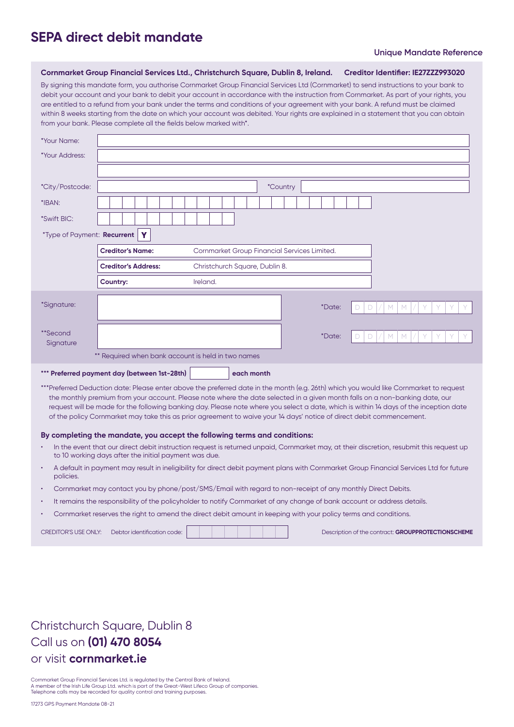# SEPA direct debit mandate

**Unique Mandate Reference**

**Cornmarket Group Financial Services Ltd., Christchurch Square, Dublin 8, Ireland.** **Creditor Identifier: IE27ZZZ993020**

By signing this mandate form, you authorise Cornmarket Group Financial Services Ltd (Cornmarket) to send instructions to your bank to debit your account and your bank to debit your account in accordance with the instruction from Cornmarket. As part of your rights, you are entitled to a refund from your bank under the terms and conditions of your agreement with your bank. A refund must be claimed within 8 weeks starting from the date on which your account was debited. Your rights are explained in a statement that you can obtain from your bank. Please complete all the fields below marked with*.

*Your Name:

*Your Address:

*City/Postcode: *Country

*IBAN:

*Swift BIC:

*Type of Payment: **Recurrent** **Y**

| | |
|---|---|
| **Creditor's Name:** | Cornmarket Group Financial Services Limited. |
| **Creditor's Address:** | Christchurch Square, Dublin 8. |
| **Country:** | Ireland. |

*Signature: *Date: DD/MM/YYYY

**Second Signature *Date: DD/MM/YYYY

** Required when bank account is held in two names

**\*\*\* Preferred payment day (between 1st-28th)** **each month**

***Preferred Deduction date: Please enter above the preferred date in the month (e.g. 26th) which you would like Cornmarket to request the monthly premium from your account. Please note where the date selected in a given month falls on a non-banking date, our request will be made for the following banking day. Please note where you select a date, which is within 14 days of the inception date of the policy Cornmarket may take this as prior agreement to waive your 14 days' notice of direct debit commencement.

**By completing the mandate, you accept the following terms and conditions:**

- In the event that our direct debit instruction request is returned unpaid, Cornmarket may, at their discretion, resubmit this request up to 10 working days after the initial payment was due.
- A default in payment may result in ineligibility for direct debit payment plans with Cornmarket Group Financial Services Ltd for future policies.
- Cornmarket may contact you by phone/post/SMS/Email with regard to non-receipt of any monthly Direct Debits.
- It remains the responsibility of the policyholder to notify Cornmarket of any change of bank account or address details.
- Cornmarket reserves the right to amend the direct debit amount in keeping with your policy terms and conditions.

CREDITOR'S USE ONLY: Debtor identification code: Description of the contract: **GROUPPROTECTIONSCHEME**

Christchurch Square, Dublin 8
Call us on **(01) 470 8054**
or visit **cornmarket.ie**

Cornmarket Group Financial Services Ltd. is regulated by the Central Bank of Ireland.
A member of the Irish Life Group Ltd. which is part of the Great-West Lifeco Group of companies.
Telephone calls may be recorded for quality control and training purposes.

17273 GPS Payment Mandate 08-21